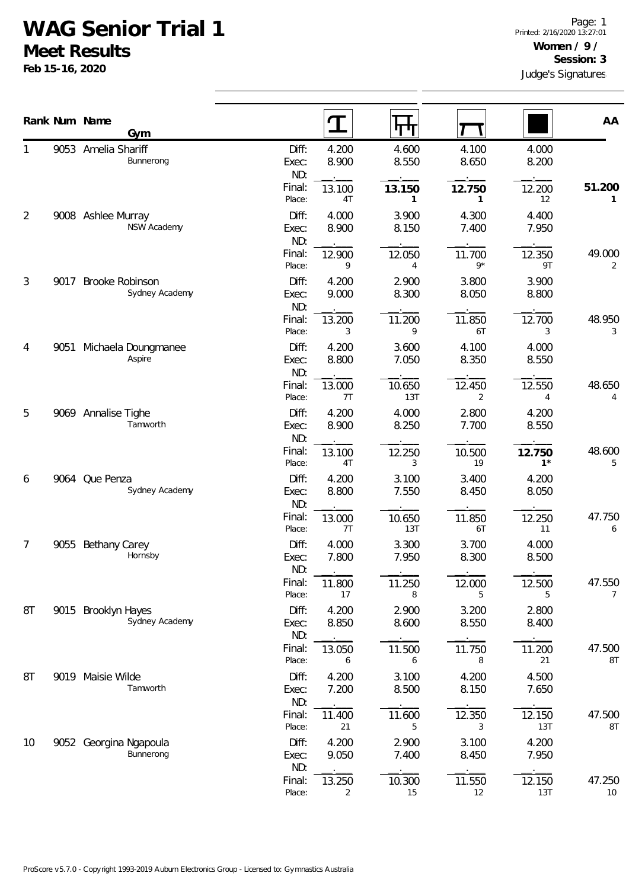# WAG Senior Trial 1

## Meet Results

**Feb 15-16, 2020**

Printed: 2/16/2020 13:27:01

**Women / 9 /**
**Session: 3**

Judge's Signatures

| Rank | Num | Name / Gym | | Vault | Bars | Beam | Floor | AA |
|---|---|---|---|---|---|---|---|---|
| 1 | 9053 | Amelia Shariff | Diff: | 4.200 | 4.600 | 4.100 | 4.000 | |
| | | Bunnerong | Exec: | 8.900 | 8.550 | 8.650 | 8.200 | |
| | | | ND: | . | . | . | . | |
| | | | Final: | 13.100 | **13.150** | **12.750** | 12.200 | **51.200** |
| | | | Place: | 4T | **1** | **1** | 12 | **1** |
| 2 | 9008 | Ashlee Murray | Diff: | 4.000 | 3.900 | 4.300 | 4.400 | |
| | | NSW Academy | Exec: | 8.900 | 8.150 | 7.400 | 7.950 | |
| | | | ND: | . | . | . | . | |
| | | | Final: | 12.900 | 12.050 | 11.700 | 12.350 | 49.000 |
| | | | Place: | 9 | 4 | 9* | 9T | 2 |
| 3 | 9017 | Brooke Robinson | Diff: | 4.200 | 2.900 | 3.800 | 3.900 | |
| | | Sydney Academy | Exec: | 9.000 | 8.300 | 8.050 | 8.800 | |
| | | | ND: | . | . | . | . | |
| | | | Final: | 13.200 | 11.200 | 11.850 | 12.700 | 48.950 |
| | | | Place: | 3 | 9 | 6T | 3 | 3 |
| 4 | 9051 | Michaela Doungmanee | Diff: | 4.200 | 3.600 | 4.100 | 4.000 | |
| | | Aspire | Exec: | 8.800 | 7.050 | 8.350 | 8.550 | |
| | | | ND: | . | . | . | . | |
| | | | Final: | 13.000 | 10.650 | 12.450 | 12.550 | 48.650 |
| | | | Place: | 7T | 13T | 2 | 4 | 4 |
| 5 | 9069 | Annalise Tighe | Diff: | 4.200 | 4.000 | 2.800 | 4.200 | |
| | | Tamworth | Exec: | 8.900 | 8.250 | 7.700 | 8.550 | |
| | | | ND: | . | . | . | . | |
| | | | Final: | 13.100 | 12.250 | 10.500 | **12.750** | 48.600 |
| | | | Place: | 4T | 3 | 19 | **1*** | 5 |
| 6 | 9064 | Que Penza | Diff: | 4.200 | 3.100 | 3.400 | 4.200 | |
| | | Sydney Academy | Exec: | 8.800 | 7.550 | 8.450 | 8.050 | |
| | | | ND: | . | . | . | . | |
| | | | Final: | 13.000 | 10.650 | 11.850 | 12.250 | 47.750 |
| | | | Place: | 7T | 13T | 6T | 11 | 6 |
| 7 | 9055 | Bethany Carey | Diff: | 4.000 | 3.300 | 3.700 | 4.000 | |
| | | Hornsby | Exec: | 7.800 | 7.950 | 8.300 | 8.500 | |
| | | | ND: | . | . | . | . | |
| | | | Final: | 11.800 | 11.250 | 12.000 | 12.500 | 47.550 |
| | | | Place: | 17 | 8 | 5 | 5 | 7 |
| 8T | 9015 | Brooklyn Hayes | Diff: | 4.200 | 2.900 | 3.200 | 2.800 | |
| | | Sydney Academy | Exec: | 8.850 | 8.600 | 8.550 | 8.400 | |
| | | | ND: | . | . | . | . | |
| | | | Final: | 13.050 | 11.500 | 11.750 | 11.200 | 47.500 |
| | | | Place: | 6 | 6 | 8 | 21 | 8T |
| 8T | 9019 | Maisie Wilde | Diff: | 4.200 | 3.100 | 4.200 | 4.500 | |
| | | Tamworth | Exec: | 7.200 | 8.500 | 8.150 | 7.650 | |
| | | | ND: | . | . | . | . | |
| | | | Final: | 11.400 | 11.600 | 12.350 | 12.150 | 47.500 |
| | | | Place: | 21 | 5 | 3 | 13T | 8T |
| 10 | 9052 | Georgina Ngapoula | Diff: | 4.200 | 2.900 | 3.100 | 4.200 | |
| | | Bunnerong | Exec: | 9.050 | 7.400 | 8.450 | 7.950 | |
| | | | ND: | . | . | . | . | |
| | | | Final: | 13.250 | 10.300 | 11.550 | 12.150 | 47.250 |
| | | | Place: | 2 | 15 | 12 | 13T | 10 |

ProScore v5.7.0 - Copyright 1993-2019 Auburn Electronics Group - Licensed to: Gymnastics Australia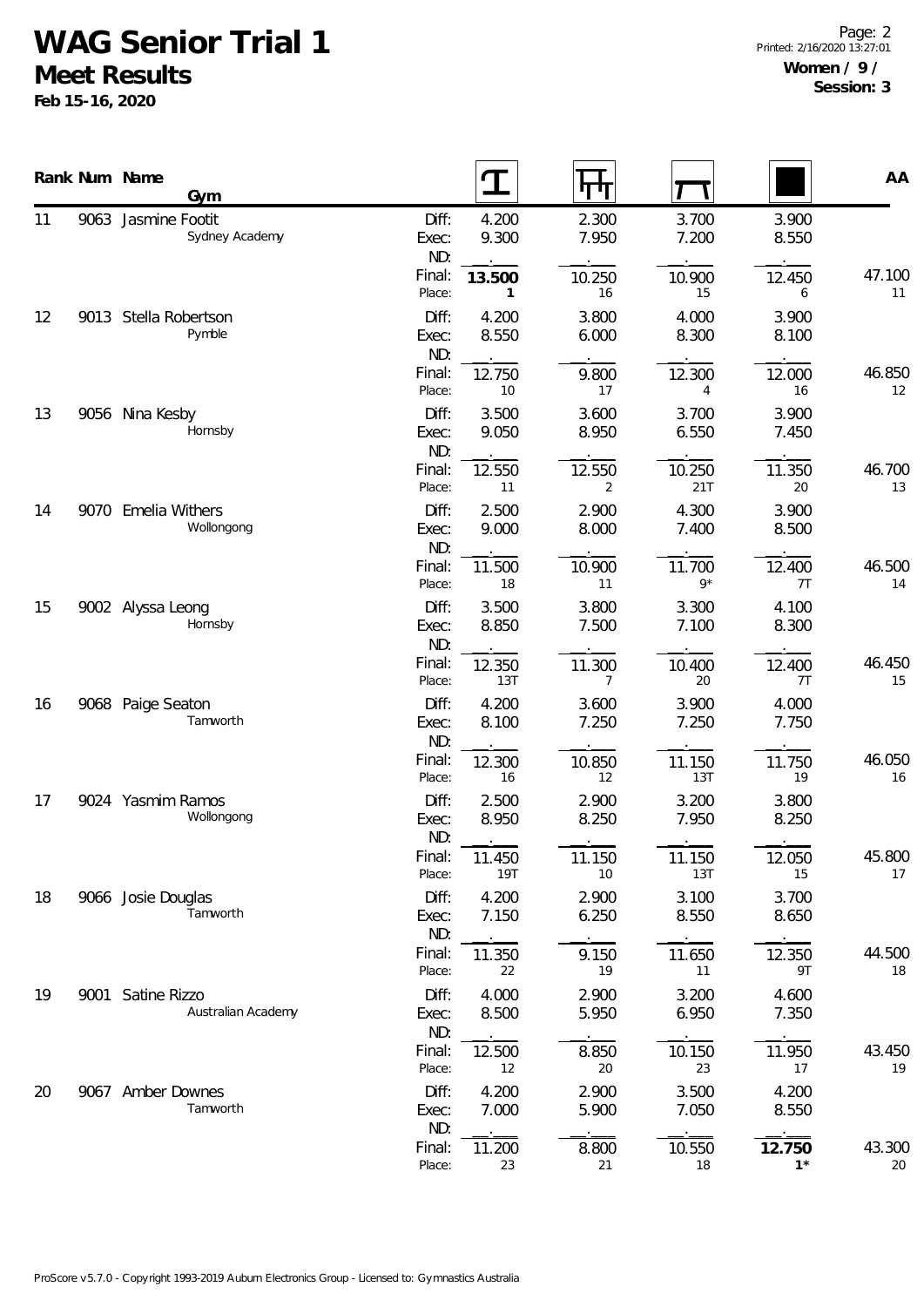# WAG Senior Trial 1

## Meet Results

**Feb 15-16, 2020**

**Women / 9 / Session: 3**

| Rank | Num | Name / Gym | | Vault | Bars | Beam | Floor | AA |
|---|---|---|---|---|---|---|---|---|
| 11 | 9063 | Jasmine Footit<br>Sydney Academy | Diff: | 4.200 | 2.300 | 3.700 | 3.900 | |
| | | | Exec: | 9.300 | 7.950 | 7.200 | 8.550 | |
| | | | ND: | . | . | . | . | |
| | | | Final: | **13.500** | 10.250 | 10.900 | 12.450 | 47.100 |
| | | | Place: | **1** | 16 | 15 | 6 | 11 |
| 12 | 9013 | Stella Robertson<br>Pymble | Diff: | 4.200 | 3.800 | 4.000 | 3.900 | |
| | | | Exec: | 8.550 | 6.000 | 8.300 | 8.100 | |
| | | | ND: | . | . | . | . | |
| | | | Final: | 12.750 | 9.800 | 12.300 | 12.000 | 46.850 |
| | | | Place: | 10 | 17 | 4 | 16 | 12 |
| 13 | 9056 | Nina Kesby<br>Hornsby | Diff: | 3.500 | 3.600 | 3.700 | 3.900 | |
| | | | Exec: | 9.050 | 8.950 | 6.550 | 7.450 | |
| | | | ND: | . | . | . | . | |
| | | | Final: | 12.550 | 12.550 | 10.250 | 11.350 | 46.700 |
| | | | Place: | 11 | 2 | 21T | 20 | 13 |
| 14 | 9070 | Emelia Withers<br>Wollongong | Diff: | 2.500 | 2.900 | 4.300 | 3.900 | |
| | | | Exec: | 9.000 | 8.000 | 7.400 | 8.500 | |
| | | | ND: | . | . | . | . | |
| | | | Final: | 11.500 | 10.900 | 11.700 | 12.400 | 46.500 |
| | | | Place: | 18 | 11 | 9* | 7T | 14 |
| 15 | 9002 | Alyssa Leong<br>Hornsby | Diff: | 3.500 | 3.800 | 3.300 | 4.100 | |
| | | | Exec: | 8.850 | 7.500 | 7.100 | 8.300 | |
| | | | ND: | . | . | . | . | |
| | | | Final: | 12.350 | 11.300 | 10.400 | 12.400 | 46.450 |
| | | | Place: | 13T | 7 | 20 | 7T | 15 |
| 16 | 9068 | Paige Seaton<br>Tamworth | Diff: | 4.200 | 3.600 | 3.900 | 4.000 | |
| | | | Exec: | 8.100 | 7.250 | 7.250 | 7.750 | |
| | | | ND: | . | . | . | . | |
| | | | Final: | 12.300 | 10.850 | 11.150 | 11.750 | 46.050 |
| | | | Place: | 16 | 12 | 13T | 19 | 16 |
| 17 | 9024 | Yasmim Ramos<br>Wollongong | Diff: | 2.500 | 2.900 | 3.200 | 3.800 | |
| | | | Exec: | 8.950 | 8.250 | 7.950 | 8.250 | |
| | | | ND: | . | . | . | . | |
| | | | Final: | 11.450 | 11.150 | 11.150 | 12.050 | 45.800 |
| | | | Place: | 19T | 10 | 13T | 15 | 17 |
| 18 | 9066 | Josie Douglas<br>Tamworth | Diff: | 4.200 | 2.900 | 3.100 | 3.700 | |
| | | | Exec: | 7.150 | 6.250 | 8.550 | 8.650 | |
| | | | ND: | . | . | . | . | |
| | | | Final: | 11.350 | 9.150 | 11.650 | 12.350 | 44.500 |
| | | | Place: | 22 | 19 | 11 | 9T | 18 |
| 19 | 9001 | Satine Rizzo<br>Australian Academy | Diff: | 4.000 | 2.900 | 3.200 | 4.600 | |
| | | | Exec: | 8.500 | 5.950 | 6.950 | 7.350 | |
| | | | ND: | . | . | . | . | |
| | | | Final: | 12.500 | 8.850 | 10.150 | 11.950 | 43.450 |
| | | | Place: | 12 | 20 | 23 | 17 | 19 |
| 20 | 9067 | Amber Downes<br>Tamworth | Diff: | 4.200 | 2.900 | 3.500 | 4.200 | |
| | | | Exec: | 7.000 | 5.900 | 7.050 | 8.550 | |
| | | | ND: | . | . | . | . | |
| | | | Final: | 11.200 | 8.800 | 10.550 | **12.750** | 43.300 |
| | | | Place: | 23 | 21 | 18 | **1*** | 20 |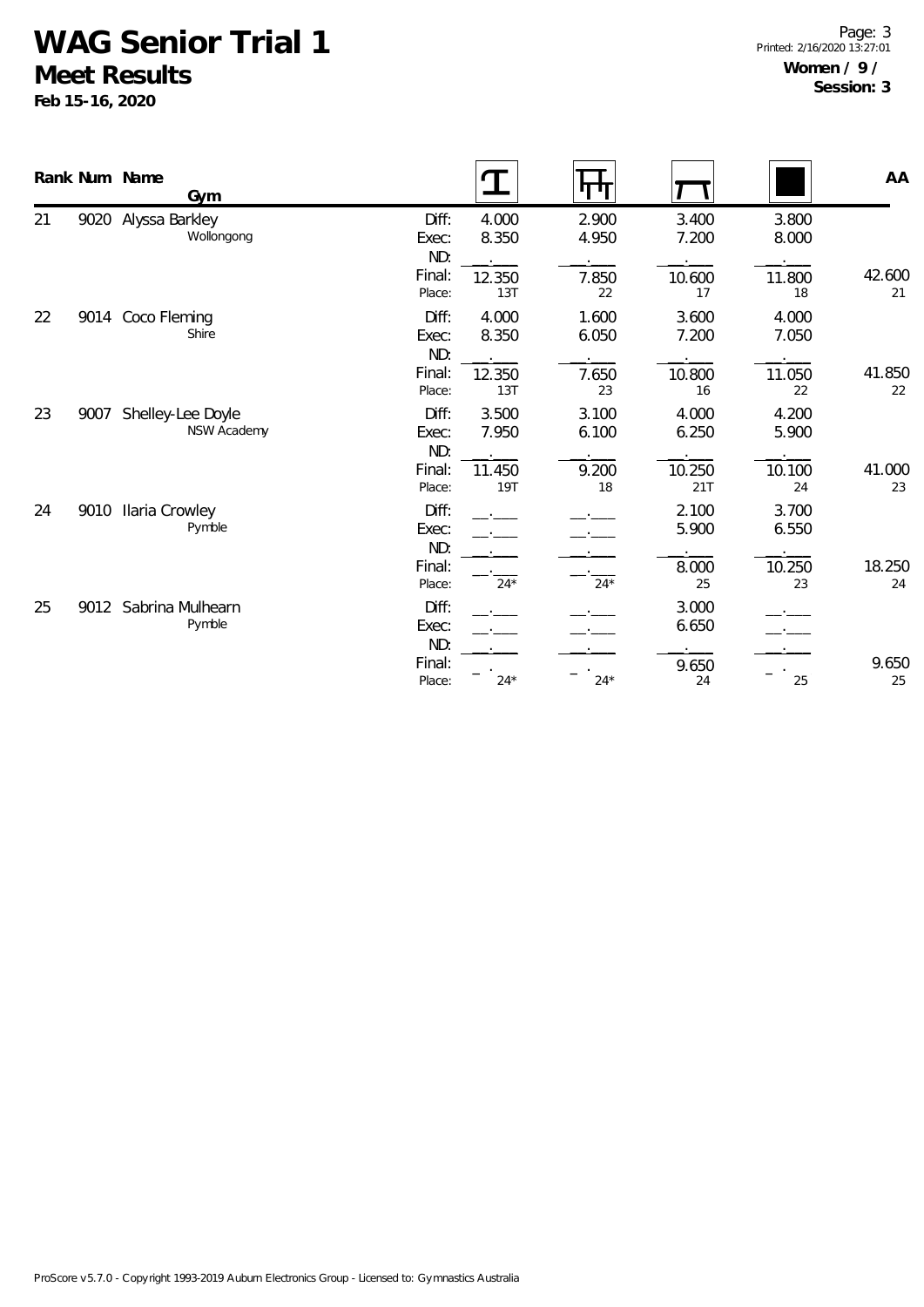# WAG Senior Trial 1

## Meet Results

**Feb 15-16, 2020**

**Women / 9 /**
**Session: 3**

| Rank | Num | Name / Gym | | Vault | Bars | Beam | Floor | AA |
|---|---|---|---|---|---|---|---|---|
| 21 | 9020 | Alyssa Barkley | Diff: | 4.000 | 2.900 | 3.400 | 3.800 | |
| | | Wollongong | Exec: | 8.350 | 4.950 | 7.200 | 8.000 | |
| | | | ND: | . | . | . | . | |
| | | | Final: | 12.350 | 7.850 | 10.600 | 11.800 | 42.600 |
| | | | Place: | 13T | 22 | 17 | 18 | 21 |
| 22 | 9014 | Coco Fleming | Diff: | 4.000 | 1.600 | 3.600 | 4.000 | |
| | | Shire | Exec: | 8.350 | 6.050 | 7.200 | 7.050 | |
| | | | ND: | . | . | . | . | |
| | | | Final: | 12.350 | 7.650 | 10.800 | 11.050 | 41.850 |
| | | | Place: | 13T | 23 | 16 | 22 | 22 |
| 23 | 9007 | Shelley-Lee Doyle | Diff: | 3.500 | 3.100 | 4.000 | 4.200 | |
| | | NSW Academy | Exec: | 7.950 | 6.100 | 6.250 | 5.900 | |
| | | | ND: | . | . | . | . | |
| | | | Final: | 11.450 | 9.200 | 10.250 | 10.100 | 41.000 |
| | | | Place: | 19T | 18 | 21T | 24 | 23 |
| 24 | 9010 | Ilaria Crowley | Diff: | __.___ | __.___ | 2.100 | 3.700 | |
| | | Pymble | Exec: | __.___ | __.___ | 5.900 | 6.550 | |
| | | | ND: | . | . | . | . | |
| | | | Final: | __.___ | __.___ | 8.000 | 10.250 | 18.250 |
| | | | Place: | 24* | 24* | 25 | 23 | 24 |
| 25 | 9012 | Sabrina Mulhearn | Diff: | __.___ | __.___ | 3.000 | __.___ | |
| | | Pymble | Exec: | __.___ | __.___ | 6.650 | __.___ | |
| | | | ND: | . | . | . | . | |
| | | | Final: | _ . | _ . | 9.650 | _ . | 9.650 |
| | | | Place: | 24* | 24* | 24 | 25 | 25 |

ProScore v5.7.0 - Copyright 1993-2019 Auburn Electronics Group - Licensed to: Gymnastics Australia